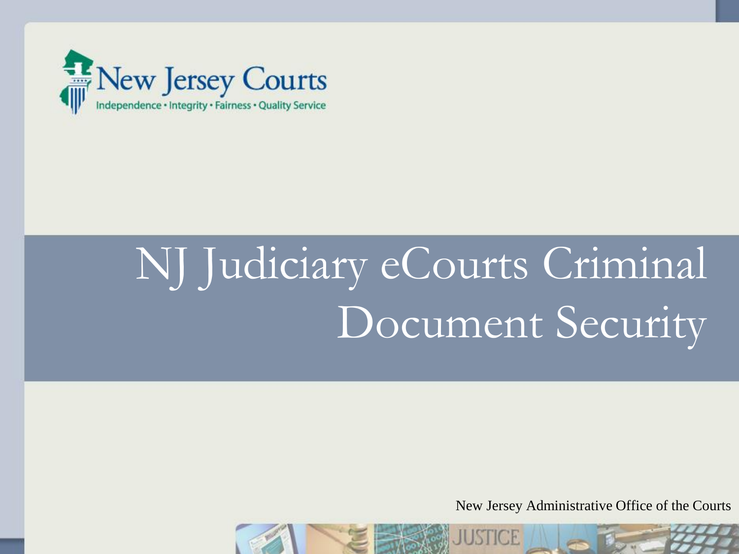New Jersey Courts

Independence • Integrity • Fairness • Quality Service

# NJ Judiciary eCourts Criminal Document Security

New Jersey Administrative Office of the Courts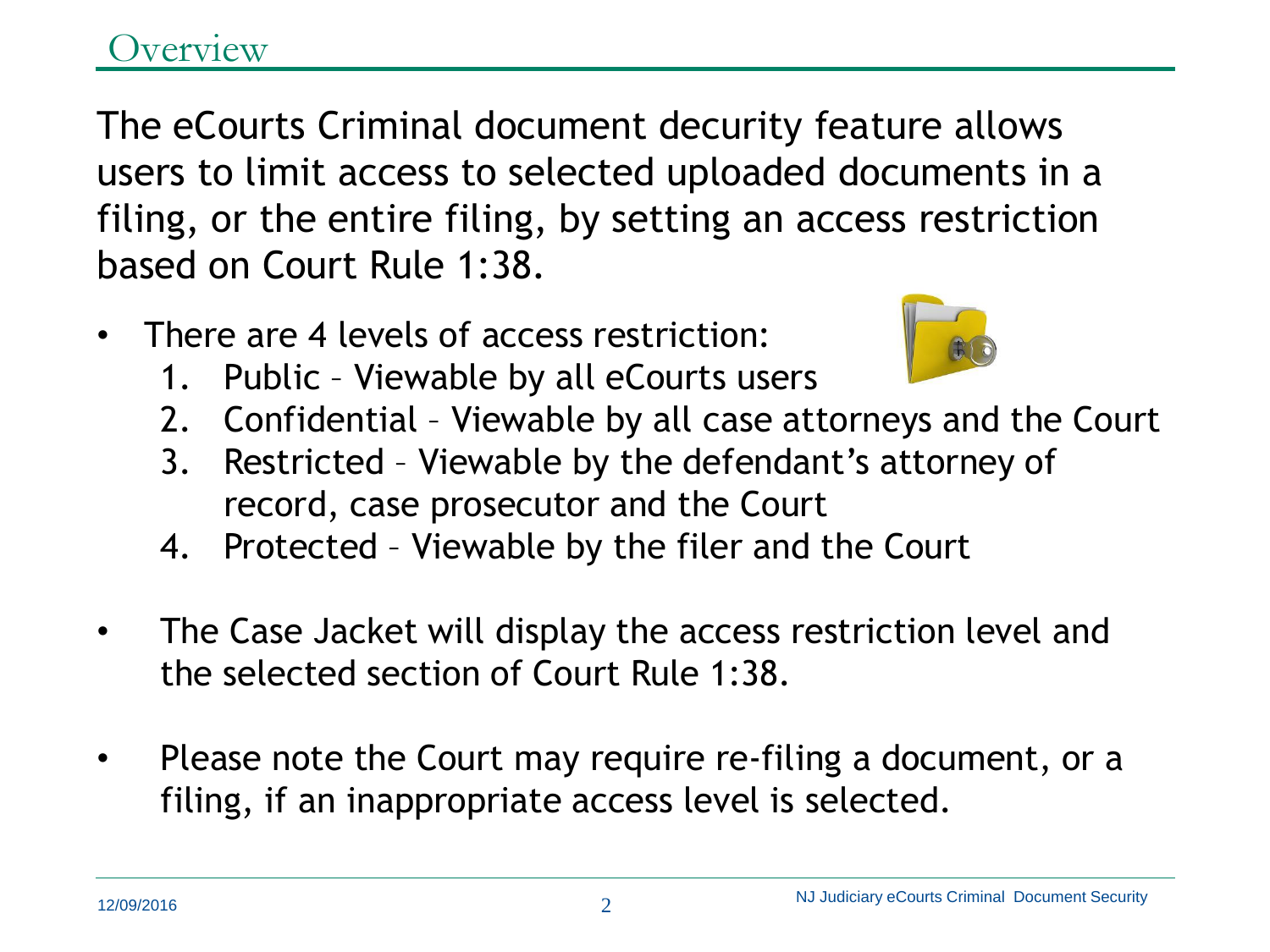# Overview

The eCourts Criminal document decurity feature allows users to limit access to selected uploaded documents in a filing, or the entire filing, by setting an access restriction based on Court Rule 1:38.

- There are 4 levels of access restriction:
  1. Public – Viewable by all eCourts users
  2. Confidential – Viewable by all case attorneys and the Court
  3. Restricted – Viewable by the defendant's attorney of record, case prosecutor and the Court
  4. Protected – Viewable by the filer and the Court

- The Case Jacket will display the access restriction level and the selected section of Court Rule 1:38.

- Please note the Court may require re-filing a document, or a filing, if an inappropriate access level is selected.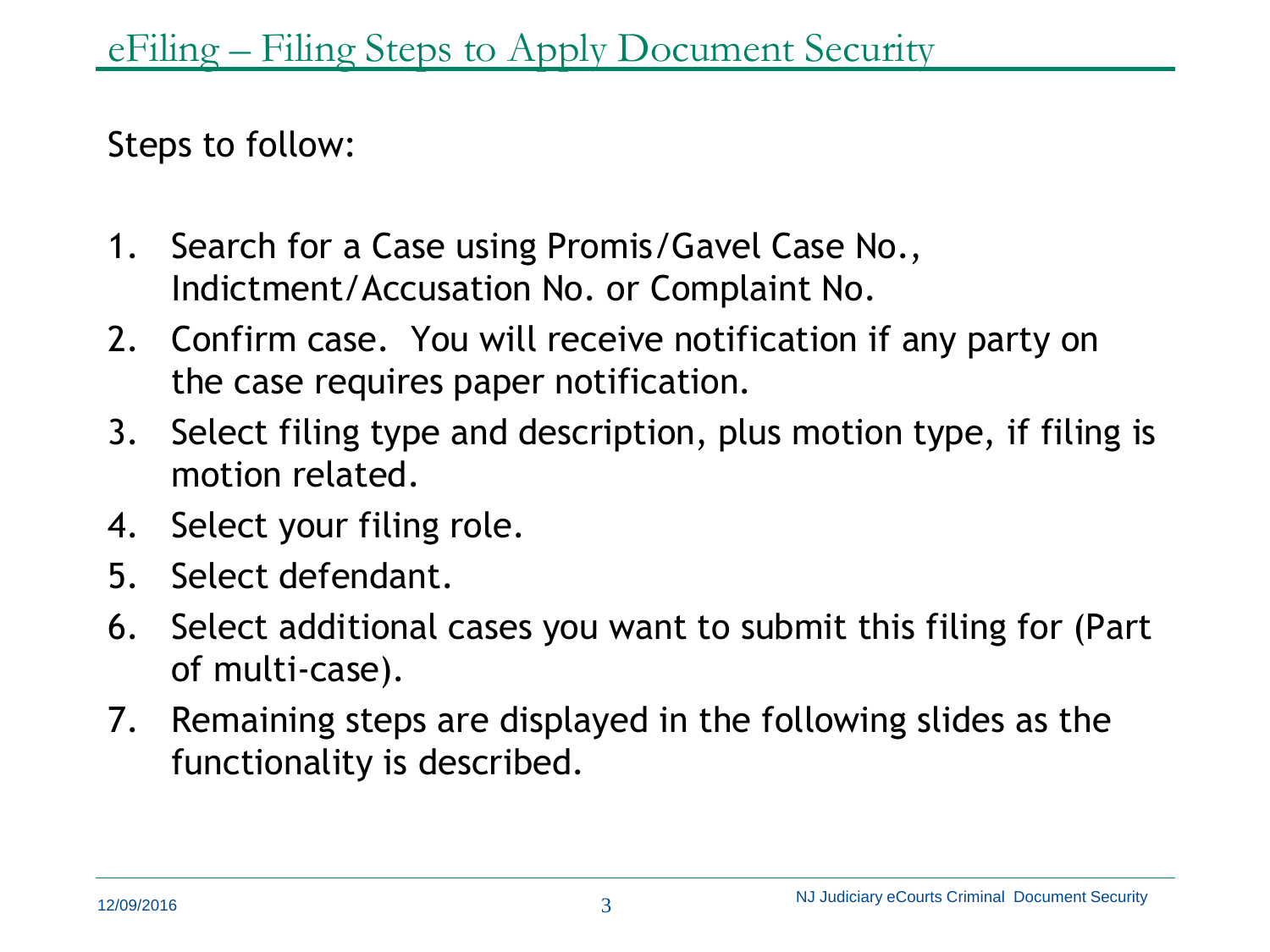# eFiling – Filing Steps to Apply Document Security

Steps to follow:

1. Search for a Case using Promis/Gavel Case No., Indictment/Accusation No. or Complaint No.
2. Confirm case. You will receive notification if any party on the case requires paper notification.
3. Select filing type and description, plus motion type, if filing is motion related.
4. Select your filing role.
5. Select defendant.
6. Select additional cases you want to submit this filing for (Part of multi-case).
7. Remaining steps are displayed in the following slides as the functionality is described.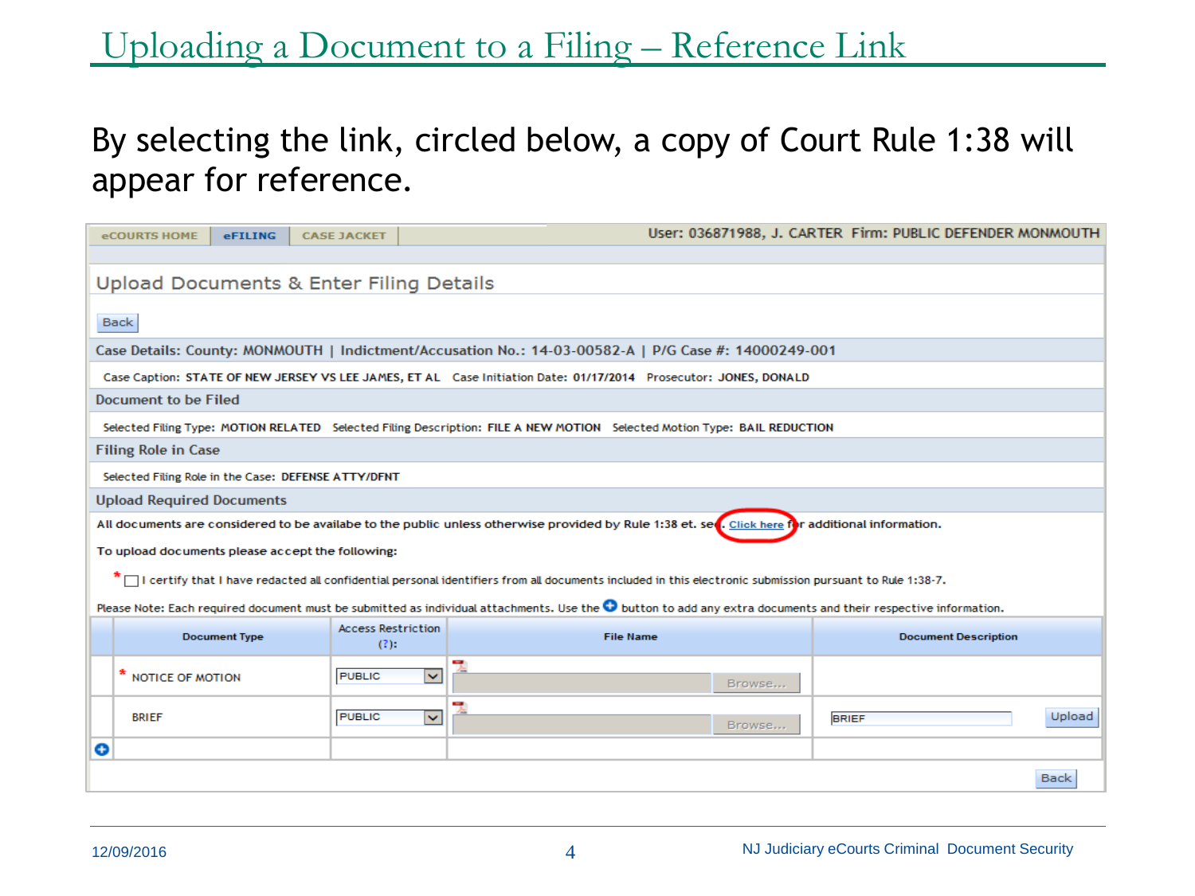# Uploading a Document to a Filing – Reference Link

By selecting the link, circled below, a copy of Court Rule 1:38 will appear for reference.

eCOURTS HOME | eFILING | CASE JACKET

User: 036871988, J. CARTER Firm: PUBLIC DEFENDER MONMOUTH

## Upload Documents & Enter Filing Details

Back

**Case Details:** County: MONMOUTH | Indictment/Accusation No.: 14-03-00582-A | P/G Case #: 14000249-001

Case Caption: STATE OF NEW JERSEY VS LEE JAMES, ET AL   Case Initiation Date: 01/17/2014   Prosecutor: JONES, DONALD

**Document to be Filed**

Selected Filing Type: MOTION RELATED   Selected Filing Description: FILE A NEW MOTION   Selected Motion Type: BAIL REDUCTION

**Filing Role in Case**

Selected Filing Role in the Case: DEFENSE ATTY/DFNT

**Upload Required Documents**

All documents are considered to be availabe to the public unless otherwise provided by Rule 1:38 et. seq. Click here for additional information.

To upload documents please accept the following:

* ☐ I certify that I have redacted all confidential personal identifiers from all documents included in this electronic submission pursuant to Rule 1:38-7.

Please Note: Each required document must be submitted as individual attachments. Use the ⊕ button to add any extra documents and their respective information.

| | Document Type | Access Restriction (?): | File Name | Document Description | |
|---|---|---|---|---|---|
| | * NOTICE OF MOTION | PUBLIC | Browse... | | |
| | BRIEF | PUBLIC | Browse... | BRIEF | Upload |
| ⊕ | | | | | |

Back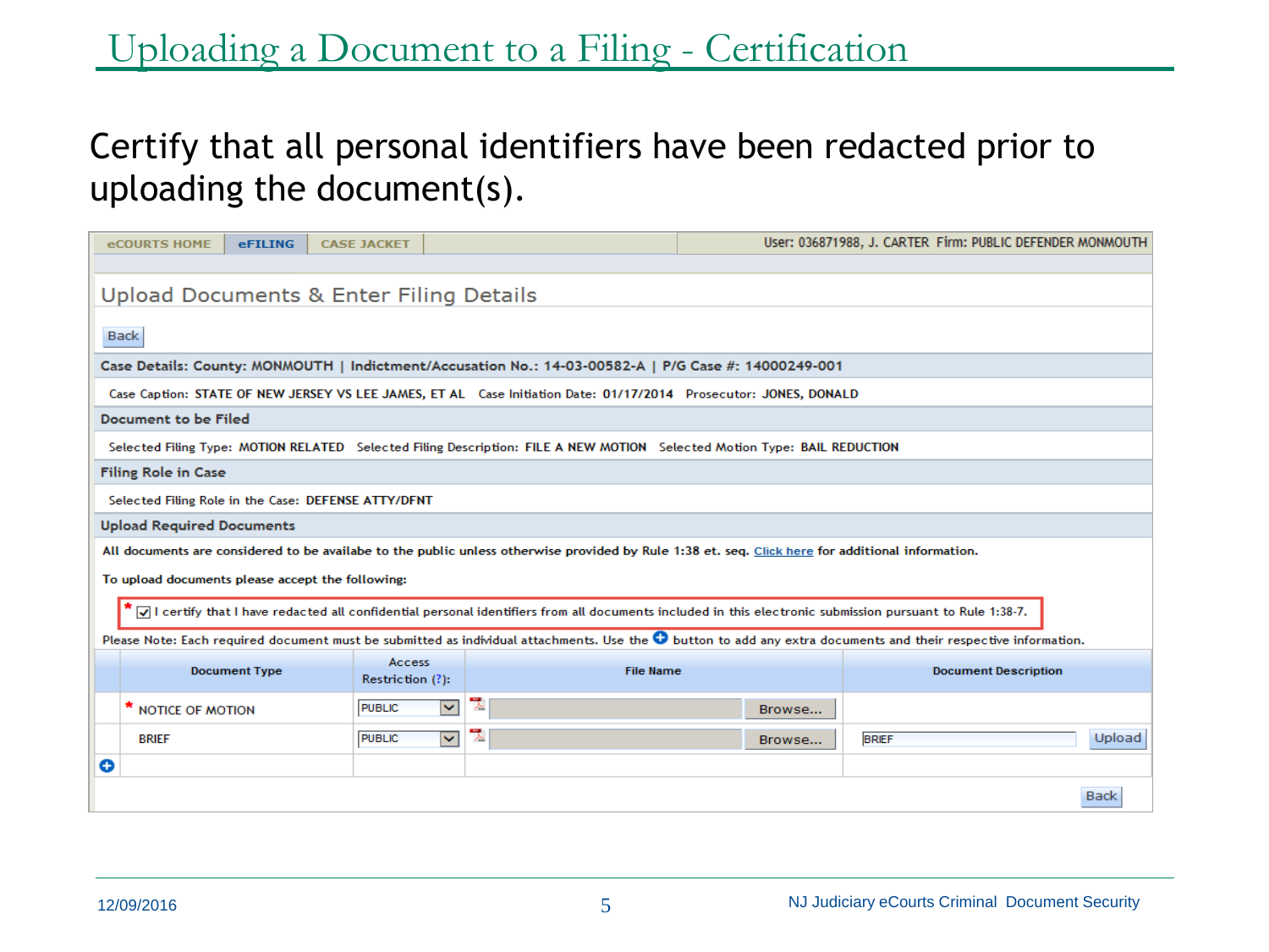# Uploading a Document to a Filing - Certification

Certify that all personal identifiers have been redacted prior to uploading the document(s).

eCOURTS HOME | eFILING | CASE JACKET | User: 036871988, J. CARTER Firm: PUBLIC DEFENDER MONMOUTH

## Upload Documents & Enter Filing Details

Back

**Case Details: County: MONMOUTH | Indictment/Accusation No.: 14-03-00582-A | P/G Case #: 14000249-001**

Case Caption: **STATE OF NEW JERSEY VS LEE JAMES, ET AL** Case Initiation Date: **01/17/2014** Prosecutor: **JONES, DONALD**

**Document to be Filed**

Selected Filing Type: **MOTION RELATED** Selected Filing Description: **FILE A NEW MOTION** Selected Motion Type: **BAIL REDUCTION**

**Filing Role in Case**

Selected Filing Role in the Case: **DEFENSE ATTY/DFNT**

**Upload Required Documents**

All documents are considered to be availabe to the public unless otherwise provided by Rule 1:38 et. seq. Click here for additional information.

To upload documents please accept the following:

* ☑ I certify that I have redacted all confidential personal identifiers from all documents included in this electronic submission pursuant to Rule 1:38-7.

Please Note: Each required document must be submitted as individual attachments. Use the ⊕ button to add any extra documents and their respective information.

| Document Type | Access Restriction (?): | File Name | Document Description |
|---|---|---|---|
| * NOTICE OF MOTION | PUBLIC | Browse... | |
| BRIEF | PUBLIC | Browse... | BRIEF Upload |

Back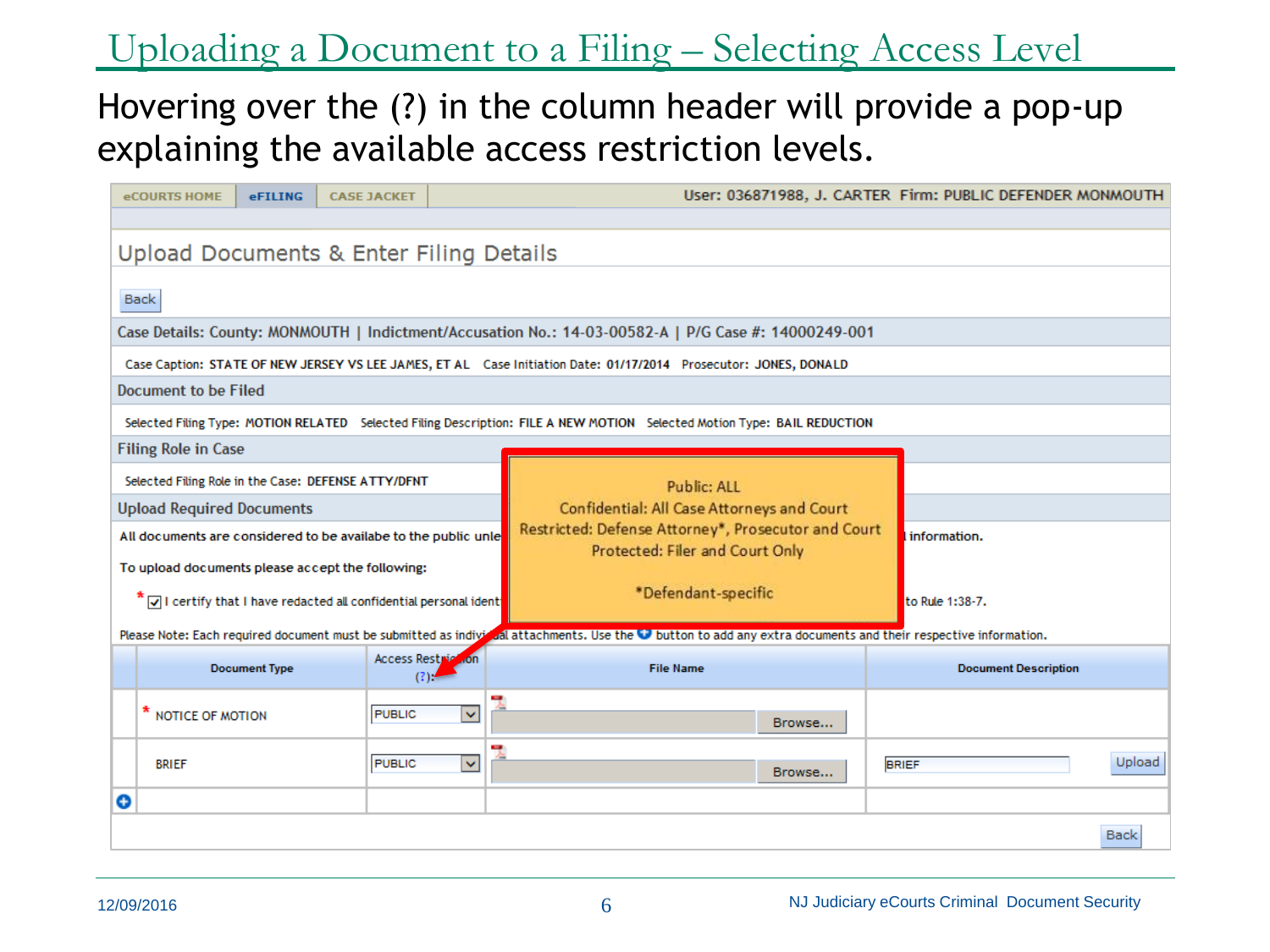# Uploading a Document to a Filing – Selecting Access Level

Hovering over the (?) in the column header will provide a pop-up explaining the available access restriction levels.

eCOURTS HOME | eFILING | CASE JACKET — User: 036871988, J. CARTER Firm: PUBLIC DEFENDER MONMOUTH

## Upload Documents & Enter Filing Details

Back

**Case Details:** County: MONMOUTH | Indictment/Accusation No.: 14-03-00582-A | P/G Case #: 14000249-001

Case Caption: STATE OF NEW JERSEY VS LEE JAMES, ET AL Case Initiation Date: 01/17/2014 Prosecutor: JONES, DONALD

**Document to be Filed**

Selected Filing Type: MOTION RELATED Selected Filing Description: FILE A NEW MOTION Selected Motion Type: BAIL REDUCTION

**Filing Role in Case**

Selected Filing Role in the Case: DEFENSE ATTY/DFNT

**Upload Required Documents**

All documents are considered to be availabe to the public unle... information.

To upload documents please accept the following:

* ☑ I certify that I have redacted all confidential personal ident... to Rule 1:38-7.

Please Note: Each required document must be submitted as individual attachments. Use the ⊕ button to add any extra documents and their respective information.

Public: ALL
Confidential: All Case Attorneys and Court
Restricted: Defense Attorney*, Prosecutor and Court
Protected: Filer and Court Only

*Defendant-specific

| | Document Type | Access Restriction (?): | File Name | Document Description |
|---|---|---|---|---|
| | * NOTICE OF MOTION | PUBLIC | Browse... | |
| | BRIEF | PUBLIC | Browse... | BRIEF Upload |
| ⊕ | | | | |

Back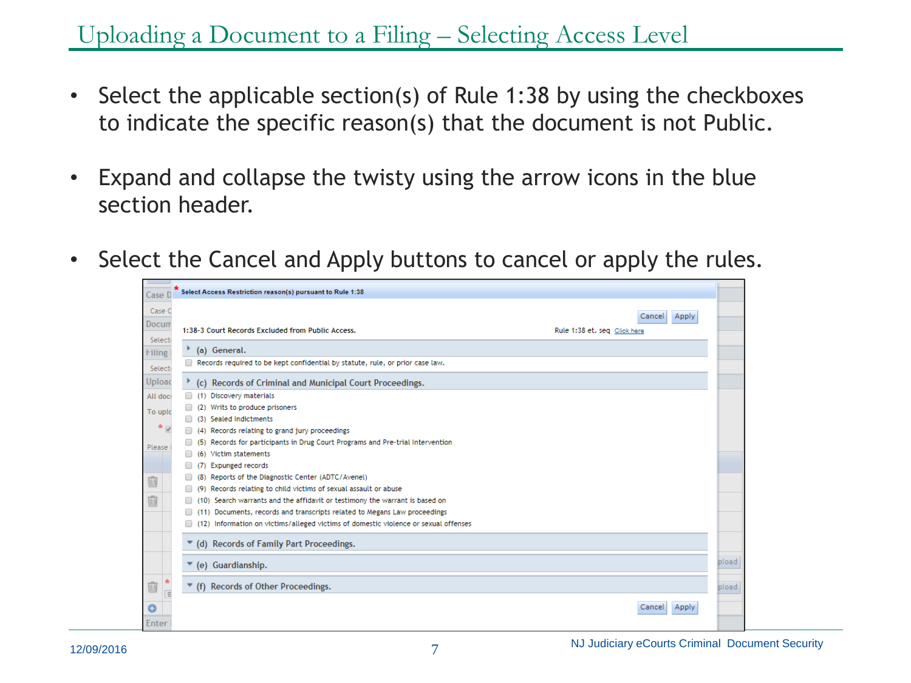# Uploading a Document to a Filing – Selecting Access Level

- Select the applicable section(s) of Rule 1:38 by using the checkboxes to indicate the specific reason(s) that the document is not Public.
- Expand and collapse the twisty using the arrow icons in the blue section header.
- Select the Cancel and Apply buttons to cancel or apply the rules.

\* Select Access Restriction reason(s) pursuant to Rule 1:38

Cancel Apply

1:38-3 Court Records Excluded from Public Access. Rule 1:38 et. seq Click here

(a) General.

- Records required to be kept confidential by statute, rule, or prior case law.

(c) Records of Criminal and Municipal Court Proceedings.

- (1) Discovery materials
- (2) Writs to produce prisoners
- (3) Sealed Indictments
- (4) Records relating to grand jury proceedings
- (5) Records for participants in Drug Court Programs and Pre-trial Intervention
- (6) Victim statements
- (7) Expunged records
- (8) Reports of the Diagnostic Center (ADTC/Avenel)
- (9) Records relating to child victims of sexual assault or abuse
- (10) Search warrants and the affidavit or testimony the warrant is based on
- (11) Documents, records and transcripts related to Megans Law proceedings
- (12) Information on victims/alleged victims of domestic violence or sexual offenses

(d) Records of Family Part Proceedings.

(e) Guardianship.

(f) Records of Other Proceedings.

Cancel Apply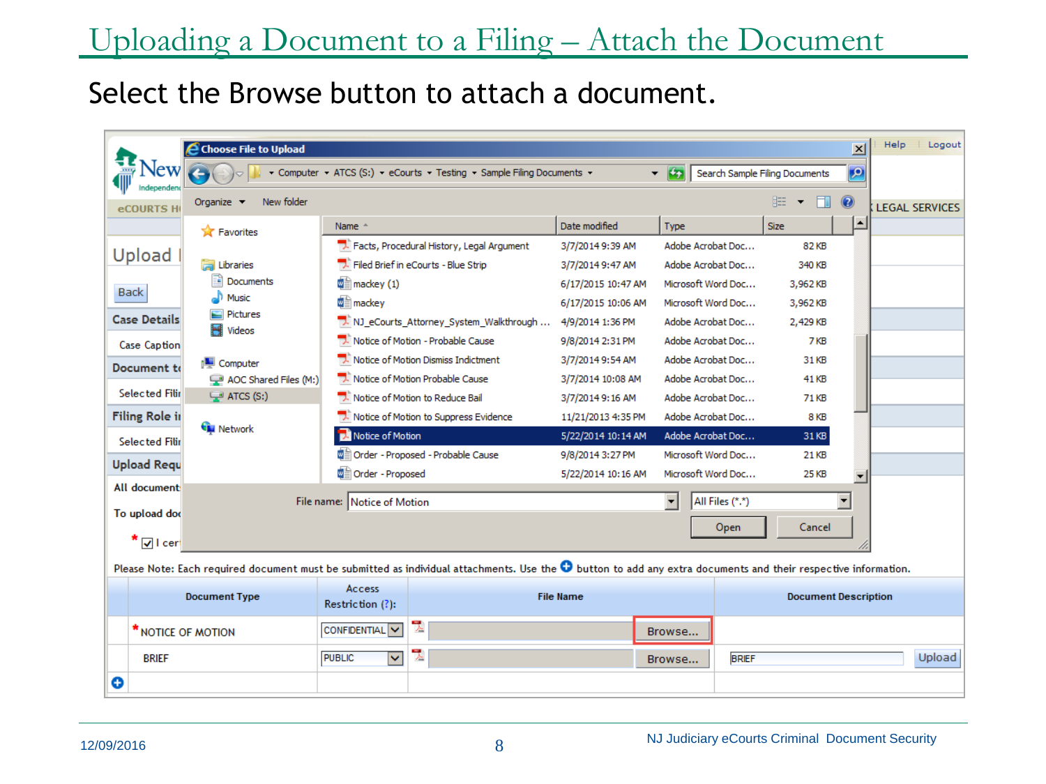# Uploading a Document to a Filing – Attach the Document

Select the Browse button to attach a document.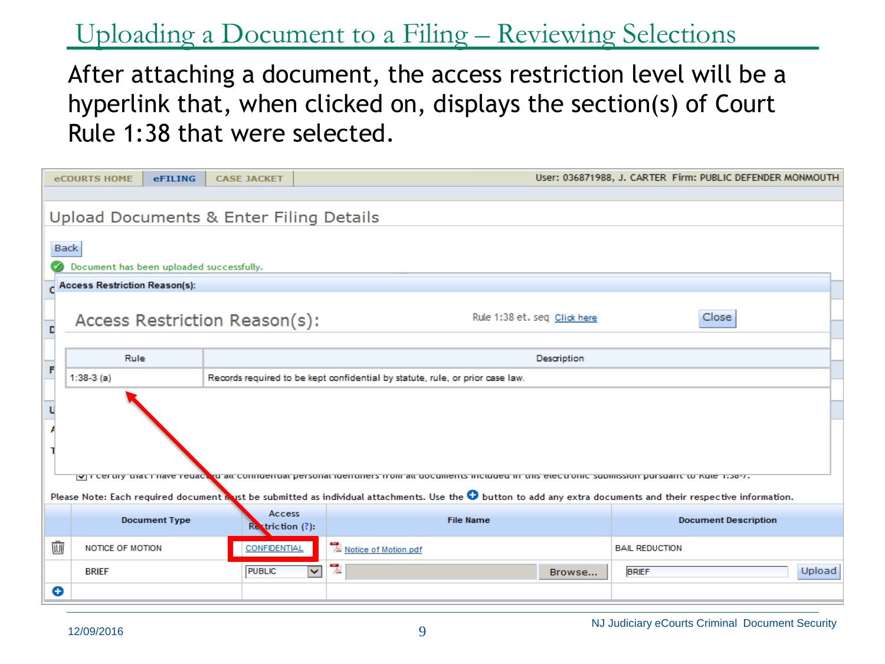# Uploading a Document to a Filing – Reviewing Selections

After attaching a document, the access restriction level will be a hyperlink that, when clicked on, displays the section(s) of Court Rule 1:38 that were selected.

eCOURTS HOME | eFILING | CASE JACKET

User: 036871988, J. CARTER Firm: PUBLIC DEFENDER MONMOUTH

## Upload Documents & Enter Filing Details

Back

Document has been uploaded successfully.

**Access Restriction Reason(s):**

Access Restriction Reason(s): Rule 1:38 et. seq Click here Close

| Rule | Description |
|---|---|
| 1:38-3 (a) | Records required to be kept confidential by statute, rule, or prior case law. |

I certify that I have redacted all confidential personal identifiers from all documents included in this electronic submission pursuant to Rule 1:38-7.

Please Note: Each required document must be submitted as individual attachments. Use the button to add any extra documents and their respective information.

| Document Type | Access Restriction (?): | File Name | Document Description |
|---|---|---|---|
| NOTICE OF MOTION | CONFIDENTIAL | Notice of Motion.pdf | BAIL REDUCTION |
| BRIEF | PUBLIC | Browse... | BRIEF Upload |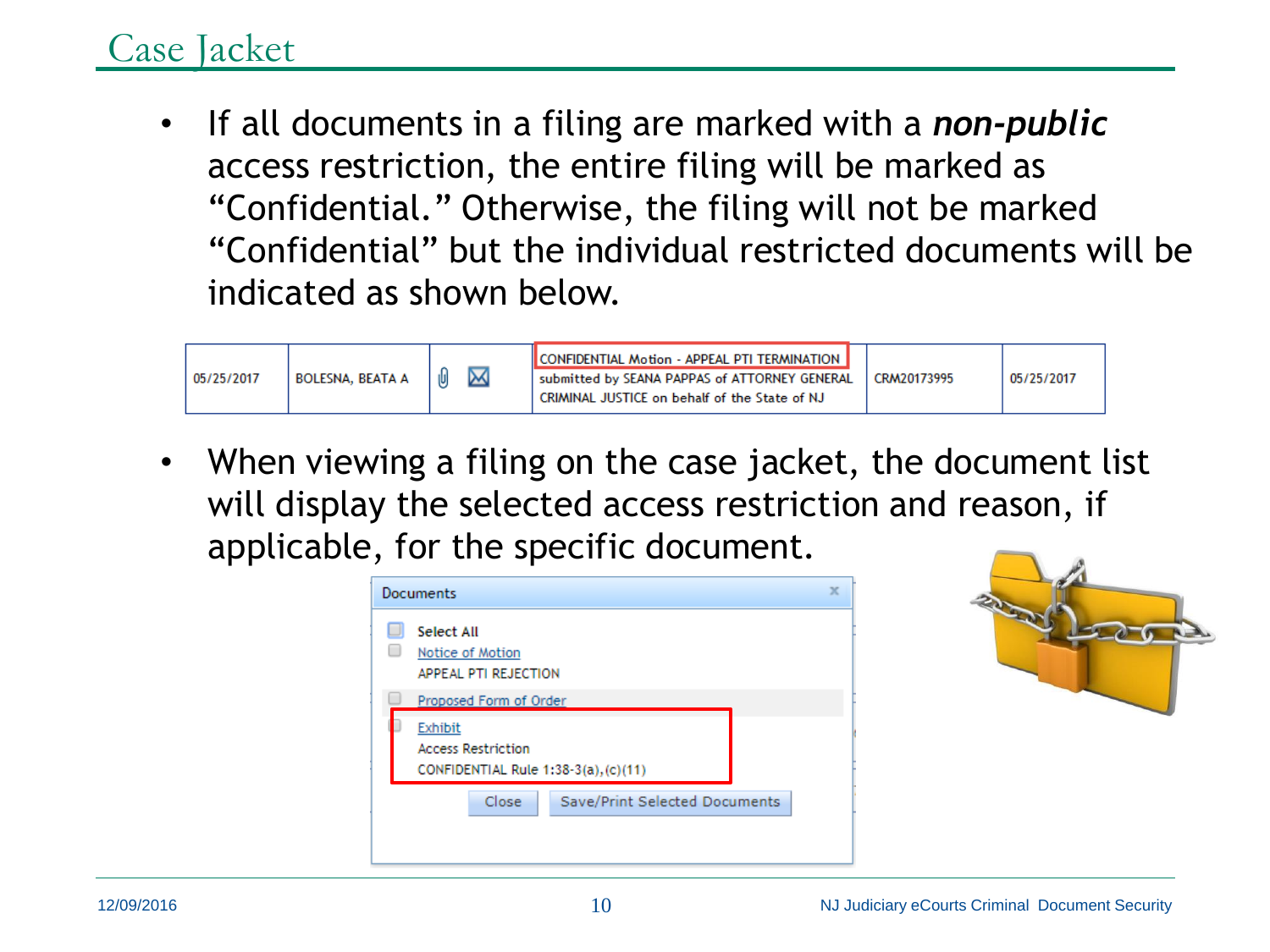# Case Jacket

- If all documents in a filing are marked with a ***non-public*** access restriction, the entire filing will be marked as "Confidential." Otherwise, the filing will not be marked "Confidential" but the individual restricted documents will be indicated as shown below.

| 05/25/2017 | BOLESNA, BEATA A | | CONFIDENTIAL Motion - APPEAL PTI TERMINATION submitted by SEANA PAPPAS of ATTORNEY GENERAL CRIMINAL JUSTICE on behalf of the State of NJ | CRM20173995 | 05/25/2017 |
|---|---|---|---|---|---|

- When viewing a filing on the case jacket, the document list will display the selected access restriction and reason, if applicable, for the specific document.

Documents

- Select All
- Notice of Motion
  APPEAL PTI REJECTION
- Proposed Form of Order
- Exhibit
  Access Restriction
  CONFIDENTIAL Rule 1:38-3(a),(c)(11)

Close | Save/Print Selected Documents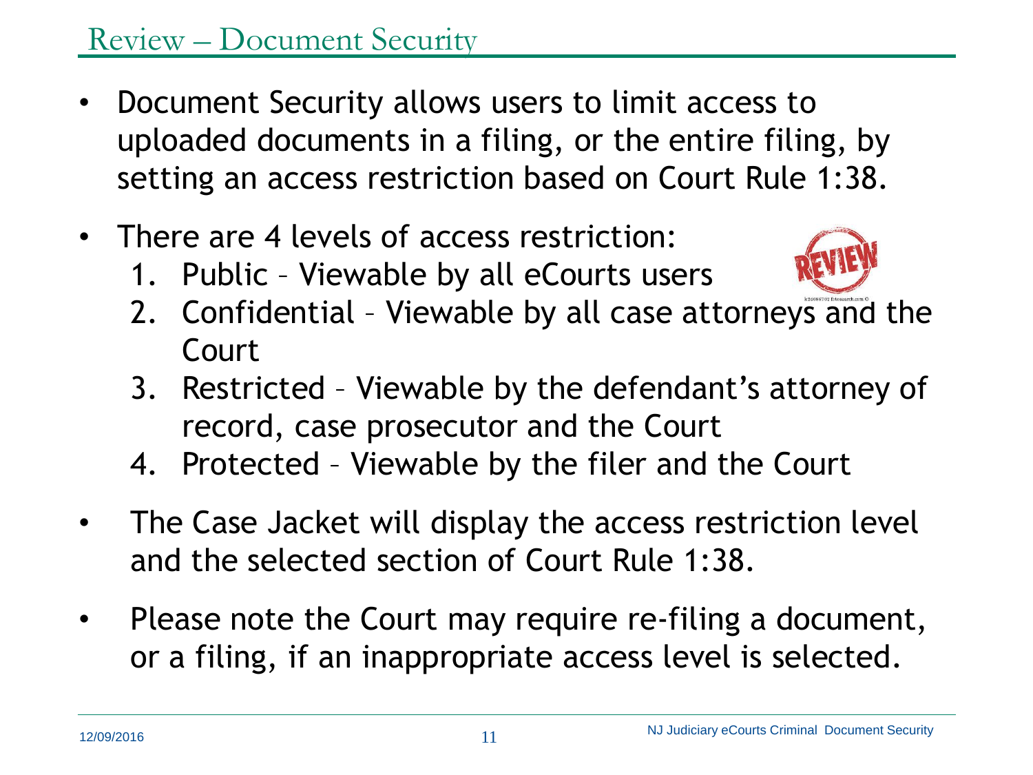## Review – Document Security

- Document Security allows users to limit access to uploaded documents in a filing, or the entire filing, by setting an access restriction based on Court Rule 1:38.
- There are 4 levels of access restriction:
  1. Public – Viewable by all eCourts users
  2. Confidential – Viewable by all case attorneys and the Court
  3. Restricted – Viewable by the defendant's attorney of record, case prosecutor and the Court
  4. Protected – Viewable by the filer and the Court
- The Case Jacket will display the access restriction level and the selected section of Court Rule 1:38.
- Please note the Court may require re-filing a document, or a filing, if an inappropriate access level is selected.